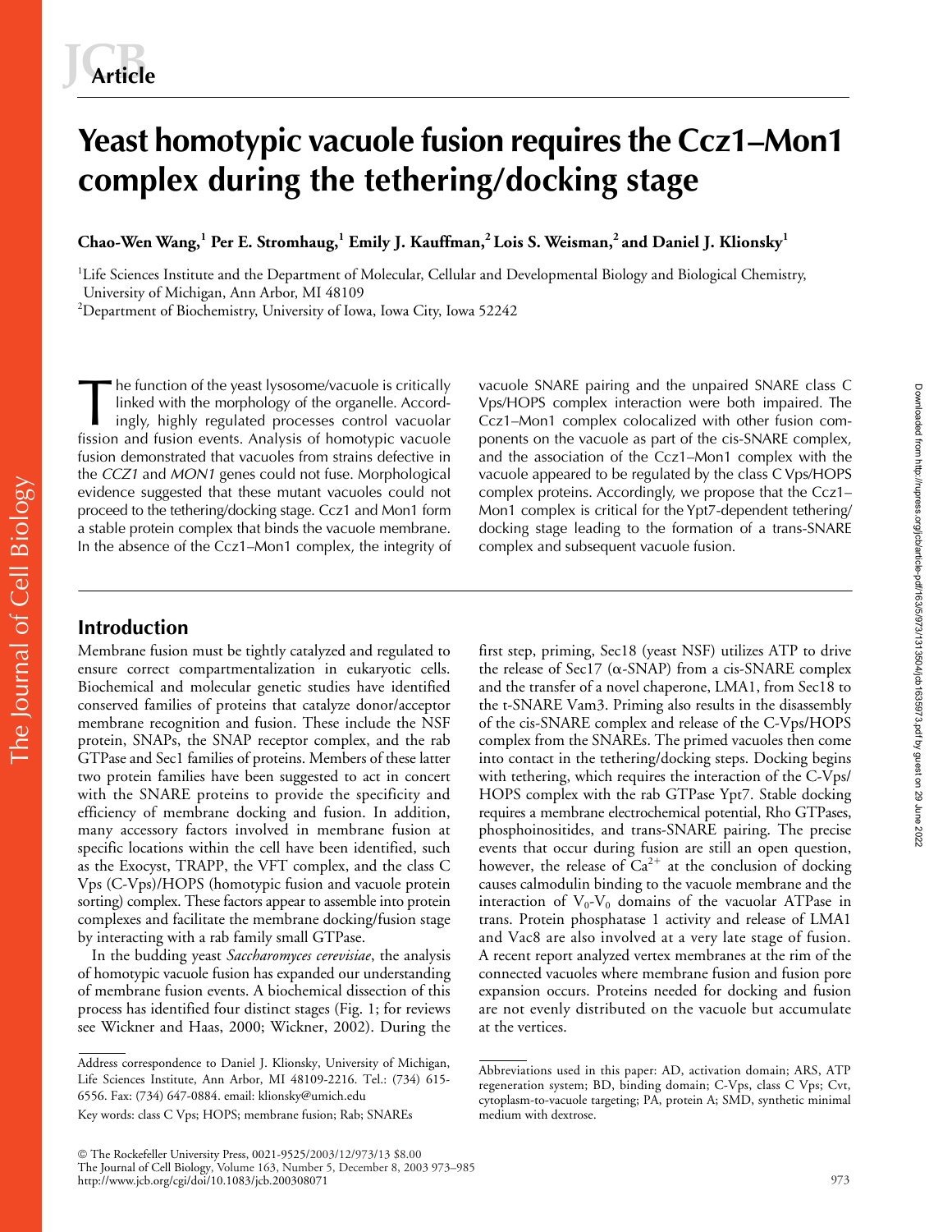# Yeast homotypic vacuole fusion requires the Ccz1–Mon1 complex during the tethering/docking stage

**Chao-Wen Wang,[1] Per E. Stromhaug,[1] Emily J. Kauffman,[2] Lois S. Weisman,[2] and Daniel J. Klionsky[1]**

[1]Life Sciences Institute and the Department of Molecular, Cellular and Developmental Biology and Biological Chemistry, University of Michigan, Ann Arbor, MI 48109

[2]Department of Biochemistry, University of Iowa, Iowa City, Iowa 52242

The function of the yeast lysosome/vacuole is critically linked with the morphology of the organelle. Accordingly, highly regulated processes control vacuolar fission and fusion events. Analysis of homotypic vacuole fusion demonstrated that vacuoles from strains defective in the *CCZ1* and *MON1* genes could not fuse. Morphological evidence suggested that these mutant vacuoles could not proceed to the tethering/docking stage. Ccz1 and Mon1 form a stable protein complex that binds the vacuole membrane. In the absence of the Ccz1–Mon1 complex, the integrity of vacuole SNARE pairing and the unpaired SNARE class C Vps/HOPS complex interaction were both impaired. The Ccz1–Mon1 complex colocalized with other fusion components on the vacuole as part of the cis-SNARE complex, and the association of the Ccz1–Mon1 complex with the vacuole appeared to be regulated by the class C Vps/HOPS complex proteins. Accordingly, we propose that the Ccz1–Mon1 complex is critical for the Ypt7-dependent tethering/docking stage leading to the formation of a trans-SNARE complex and subsequent vacuole fusion.

## Introduction

Membrane fusion must be tightly catalyzed and regulated to ensure correct compartmentalization in eukaryotic cells. Biochemical and molecular genetic studies have identified conserved families of proteins that catalyze donor/acceptor membrane recognition and fusion. These include the NSF protein, SNAPs, the SNAP receptor complex, and the rab GTPase and Sec1 families of proteins. Members of these latter two protein families have been suggested to act in concert with the SNARE proteins to provide the specificity and efficiency of membrane docking and fusion. In addition, many accessory factors involved in membrane fusion at specific locations within the cell have been identified, such as the Exocyst, TRAPP, the VFT complex, and the class C Vps (C-Vps)/HOPS (homotypic fusion and vacuole protein sorting) complex. These factors appear to assemble into protein complexes and facilitate the membrane docking/fusion stage by interacting with a rab family small GTPase.

In the budding yeast *Saccharomyces cerevisiae*, the analysis of homotypic vacuole fusion has expanded our understanding of membrane fusion events. A biochemical dissection of this process has identified four distinct stages (Fig. 1; for reviews see Wickner and Haas, 2000; Wickner, 2002). During the first step, priming, Sec18 (yeast NSF) utilizes ATP to drive the release of Sec17 (α-SNAP) from a cis-SNARE complex and the transfer of a novel chaperone, LMA1, from Sec18 to the t-SNARE Vam3. Priming also results in the disassembly of the cis-SNARE complex and release of the C-Vps/HOPS complex from the SNAREs. The primed vacuoles then come into contact in the tethering/docking steps. Docking begins with tethering, which requires the interaction of the C-Vps/HOPS complex with the rab GTPase Ypt7. Stable docking requires a membrane electrochemical potential, Rho GTPases, phosphoinositides, and trans-SNARE pairing. The precise events that occur during fusion are still an open question, however, the release of $Ca^{2+}$ at the conclusion of docking causes calmodulin binding to the vacuole membrane and the interaction of $V_0$-$V_0$ domains of the vacuolar ATPase in trans. Protein phosphatase 1 activity and release of LMA1 and Vac8 are also involved at a very late stage of fusion. A recent report analyzed vertex membranes at the rim of the connected vacuoles where membrane fusion and fusion pore expansion occurs. Proteins needed for docking and fusion are not evenly distributed on the vacuole but accumulate at the vertices.

Address correspondence to Daniel J. Klionsky, University of Michigan, Life Sciences Institute, Ann Arbor, MI 48109-2216. Tel.: (734) 615-6556. Fax: (734) 647-0884. email: klionsky@umich.edu

Key words: class C Vps; HOPS; membrane fusion; Rab; SNAREs

Abbreviations used in this paper: AD, activation domain; ARS, ATP regeneration system; BD, binding domain; C-Vps, class C Vps; Cvt, cytoplasm-to-vacuole targeting; PA, protein A; SMD, synthetic minimal medium with dextrose.

© The Rockefeller University Press, 0021-9525/2003/12/973/13 $8.00
http://www.jcb.org/cgi/doi/10.1083/jcb.200308071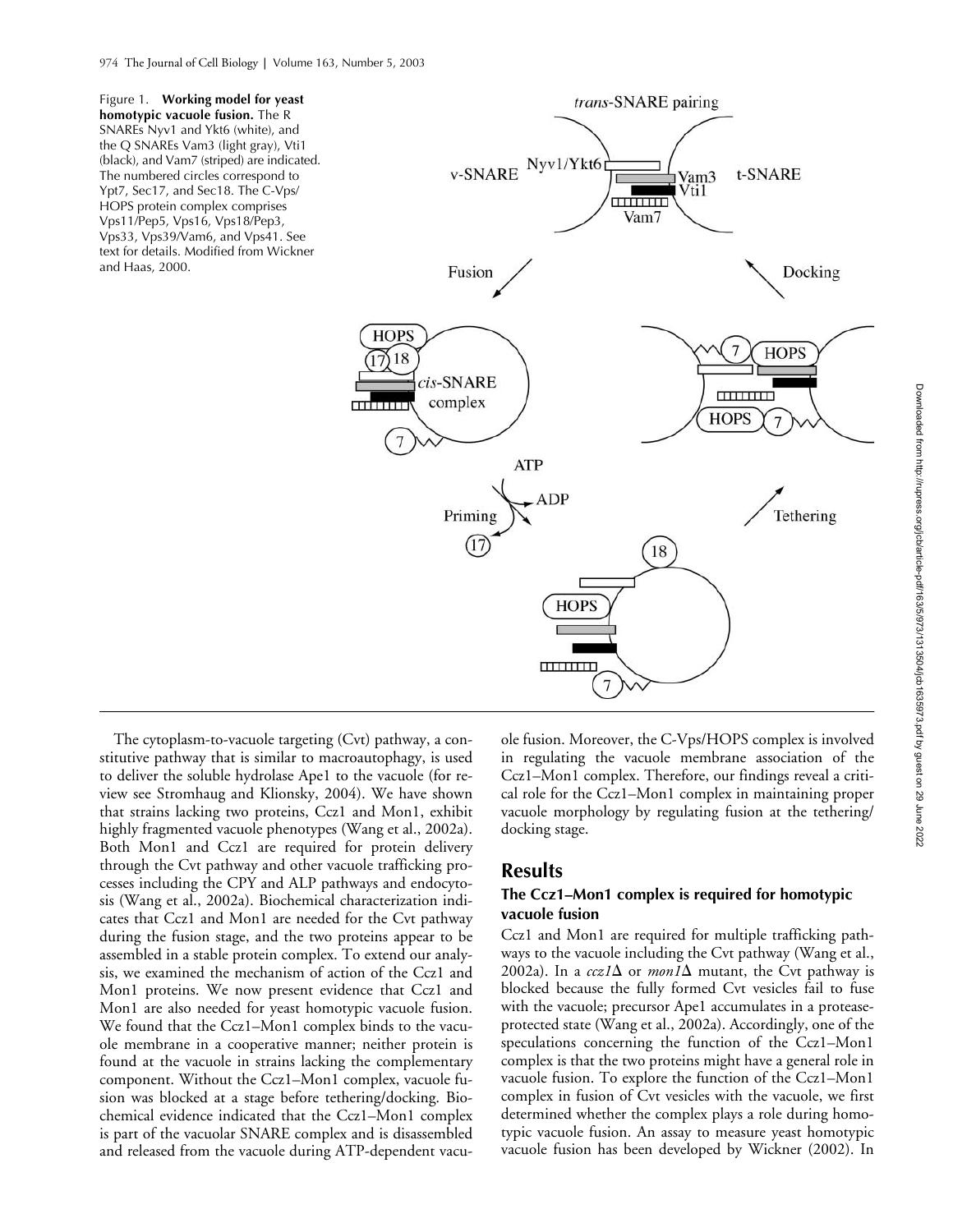Figure 1. **Working model for yeast homotypic vacuole fusion.** The R SNAREs Nyv1 and Ykt6 (white), and the Q SNAREs Vam3 (light gray), Vti1 (black), and Vam7 (striped) are indicated. The numbered circles correspond to Ypt7, Sec17, and Sec18. The C-Vps/HOPS protein complex comprises Vps11/Pep5, Vps16, Vps18/Pep3, Vps33, Vps39/Vam6, and Vps41. See text for details. Modified from Wickner and Haas, 2000.

The cytoplasm-to-vacuole targeting (Cvt) pathway, a constitutive pathway that is similar to macroautophagy, is used to deliver the soluble hydrolase Ape1 to the vacuole (for review see Stromhaug and Klionsky, 2004). We have shown that strains lacking two proteins, Ccz1 and Mon1, exhibit highly fragmented vacuole phenotypes (Wang et al., 2002a). Both Mon1 and Ccz1 are required for protein delivery through the Cvt pathway and other vacuole trafficking processes including the CPY and ALP pathways and endocytosis (Wang et al., 2002a). Biochemical characterization indicates that Ccz1 and Mon1 are needed for the Cvt pathway during the fusion stage, and the two proteins appear to be assembled in a stable protein complex. To extend our analysis, we examined the mechanism of action of the Ccz1 and Mon1 proteins. We now present evidence that Ccz1 and Mon1 are also needed for yeast homotypic vacuole fusion. We found that the Ccz1–Mon1 complex binds to the vacuole membrane in a cooperative manner; neither protein is found at the vacuole in strains lacking the complementary component. Without the Ccz1–Mon1 complex, vacuole fusion was blocked at a stage before tethering/docking. Biochemical evidence indicated that the Ccz1–Mon1 complex is part of the vacuolar SNARE complex and is disassembled and released from the vacuole during ATP-dependent vacuole fusion. Moreover, the C-Vps/HOPS complex is involved in regulating the vacuole membrane association of the Ccz1–Mon1 complex. Therefore, our findings reveal a critical role for the Ccz1–Mon1 complex in maintaining proper vacuole morphology by regulating fusion at the tethering/docking stage.

## Results

### The Ccz1–Mon1 complex is required for homotypic vacuole fusion

Ccz1 and Mon1 are required for multiple trafficking pathways to the vacuole including the Cvt pathway (Wang et al., 2002a). In a *ccz1*Δ or *mon1*Δ mutant, the Cvt pathway is blocked because the fully formed Cvt vesicles fail to fuse with the vacuole; precursor Ape1 accumulates in a protease-protected state (Wang et al., 2002a). Accordingly, one of the speculations concerning the function of the Ccz1–Mon1 complex is that the two proteins might have a general role in vacuole fusion. To explore the function of the Ccz1–Mon1 complex in fusion of Cvt vesicles with the vacuole, we first determined whether the complex plays a role during homotypic vacuole fusion. An assay to measure yeast homotypic vacuole fusion has been developed by Wickner (2002). In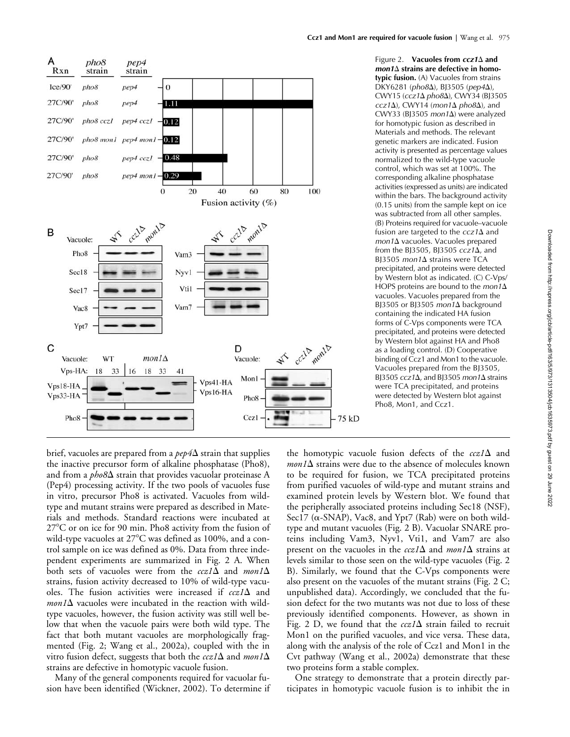Figure 2. **Vacuoles from *ccz1Δ* and *mon1Δ* strains are defective in homotypic fusion.** (A) Vacuoles from strains DKY6281 (*pho8Δ*), BJ3505 (*pep4Δ*), CWY15 (*ccz1Δ pho8Δ*), CWY34 (BJ3505 *ccz1Δ*), CWY14 (*mon1Δ pho8Δ*), and CWY33 (BJ3505 *mon1Δ*) were analyzed for homotypic fusion as described in Materials and methods. The relevant genetic markers are indicated. Fusion activity is presented as percentage values normalized to the wild-type vacuole control, which was set at 100%. The corresponding alkaline phosphatase activities (expressed as units) are indicated within the bars. The background activity (0.15 units) from the sample kept on ice was subtracted from all other samples. (B) Proteins required for vacuole–vacuole fusion are targeted to the *ccz1Δ* and *mon1Δ* vacuoles. Vacuoles prepared from the BJ3505, BJ3505 *ccz1Δ*, and BJ3505 *mon1Δ* strains were TCA precipitated, and proteins were detected by Western blot as indicated. (C) C-Vps/HOPS proteins are bound to the *mon1Δ* vacuoles. Vacuoles prepared from the BJ3505 or BJ3505 *mon1Δ* background containing the indicated HA fusion forms of C-Vps components were TCA precipitated, and proteins were detected by Western blot against HA and Pho8 as a loading control. (D) Cooperative binding of Ccz1 and Mon1 to the vacuole. Vacuoles prepared from the BJ3505, BJ3505 *ccz1Δ*, and BJ3505 *mon1Δ* strains were TCA precipitated, and proteins were detected by Western blot against Pho8, Mon1, and Ccz1.

brief, vacuoles are prepared from a *pep4Δ* strain that supplies the inactive precursor form of alkaline phosphatase (Pho8), and from a *pho8Δ* strain that provides vacuolar proteinase A (Pep4) processing activity. If the two pools of vacuoles fuse in vitro, precursor Pho8 is activated. Vacuoles from wild-type and mutant strains were prepared as described in Materials and methods. Standard reactions were incubated at 27°C or on ice for 90 min. Pho8 activity from the fusion of wild-type vacuoles at 27°C was defined as 100%, and a control sample on ice was defined as 0%. Data from three independent experiments are summarized in Fig. 2 A. When both sets of vacuoles were from the *ccz1Δ* and *mon1Δ* strains, fusion activity decreased to 10% of wild-type vacuoles. The fusion activities were increased if *ccz1Δ* and *mon1Δ* vacuoles were incubated in the reaction with wild-type vacuoles, however, the fusion activity was still well below that when the vacuole pairs were both wild type. The fact that both mutant vacuoles are morphologically fragmented (Fig. 2; Wang et al., 2002a), coupled with the in vitro fusion defect, suggests that both the *ccz1Δ* and *mon1Δ* strains are defective in homotypic vacuole fusion.

Many of the general components required for vacuolar fusion have been identified (Wickner, 2002). To determine if the homotypic vacuole fusion defects of the *ccz1Δ* and *mon1Δ* strains were due to the absence of molecules known to be required for fusion, we TCA precipitated proteins from purified vacuoles of wild-type and mutant strains and examined protein levels by Western blot. We found that the peripherally associated proteins including Sec18 (NSF), Sec17 (α-SNAP), Vac8, and Ypt7 (Rab) were on both wild-type and mutant vacuoles (Fig. 2 B). Vacuolar SNARE proteins including Vam3, Nyv1, Vti1, and Vam7 are also present on the vacuoles in the *ccz1Δ* and *mon1Δ* strains at levels similar to those seen on the wild-type vacuoles (Fig. 2 B). Similarly, we found that the C-Vps components were also present on the vacuoles of the mutant strains (Fig. 2 C; unpublished data). Accordingly, we concluded that the fusion defect for the two mutants was not due to loss of these previously identified components. However, as shown in Fig. 2 D, we found that the *ccz1Δ* strain failed to recruit Mon1 on the purified vacuoles, and vice versa. These data, along with the analysis of the role of Ccz1 and Mon1 in the Cvt pathway (Wang et al., 2002a) demonstrate that these two proteins form a stable complex.

One strategy to demonstrate that a protein directly participates in homotypic vacuole fusion is to inhibit the in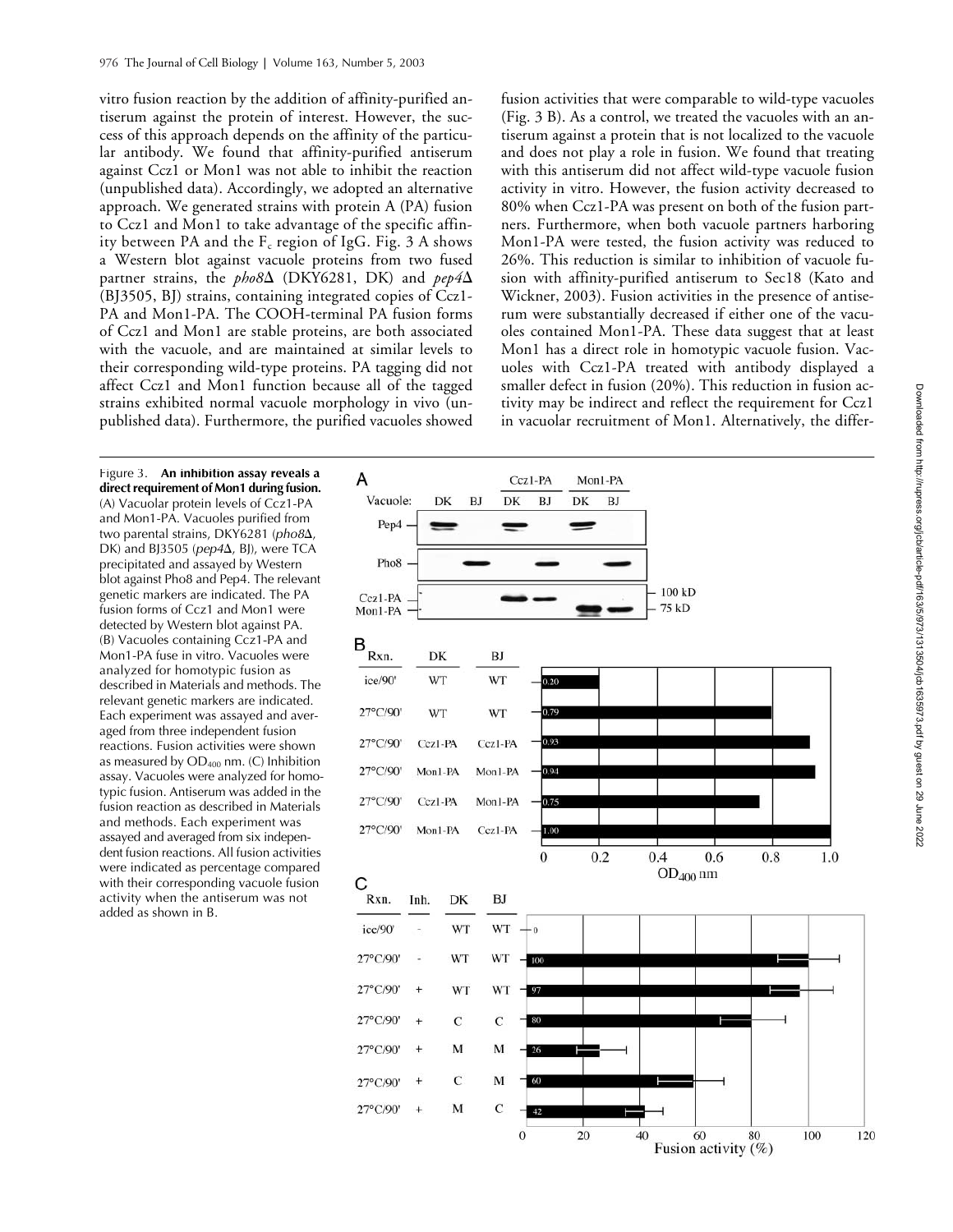vitro fusion reaction by the addition of affinity-purified antiserum against the protein of interest. However, the success of this approach depends on the affinity of the particular antibody. We found that affinity-purified antiserum against Ccz1 or Mon1 was not able to inhibit the reaction (unpublished data). Accordingly, we adopted an alternative approach. We generated strains with protein A (PA) fusion to Ccz1 and Mon1 to take advantage of the specific affinity between PA and the $F_c$ region of IgG. Fig. 3 A shows a Western blot against vacuole proteins from two fused partner strains, the *pho8*Δ (DKY6281, DK) and *pep4*Δ (BJ3505, BJ) strains, containing integrated copies of Ccz1-PA and Mon1-PA. The COOH-terminal PA fusion forms of Ccz1 and Mon1 are stable proteins, are both associated with the vacuole, and are maintained at similar levels to their corresponding wild-type proteins. PA tagging did not affect Ccz1 and Mon1 function because all of the tagged strains exhibited normal vacuole morphology in vivo (unpublished data). Furthermore, the purified vacuoles showed fusion activities that were comparable to wild-type vacuoles (Fig. 3 B). As a control, we treated the vacuoles with an antiserum against a protein that is not localized to the vacuole and does not play a role in fusion. We found that treating with this antiserum did not affect wild-type vacuole fusion activity in vitro. However, the fusion activity decreased to 80% when Ccz1-PA was present on both of the fusion partners. Furthermore, when both vacuole partners harboring Mon1-PA were tested, the fusion activity was reduced to 26%. This reduction is similar to inhibition of vacuole fusion with affinity-purified antiserum to Sec18 (Kato and Wickner, 2003). Fusion activities in the presence of antiserum were substantially decreased if either one of the vacuoles contained Mon1-PA. These data suggest that at least Mon1 has a direct role in homotypic vacuole fusion. Vacuoles with Ccz1-PA treated with antibody displayed a smaller defect in fusion (20%). This reduction in fusion activity may be indirect and reflect the requirement for Ccz1 in vacuolar recruitment of Mon1. Alternatively, the differ-

Figure 3. **An inhibition assay reveals a direct requirement of Mon1 during fusion.** (A) Vacuolar protein levels of Ccz1-PA and Mon1-PA. Vacuoles purified from two parental strains, DKY6281 (*pho8*Δ, DK) and BJ3505 (*pep4*Δ, BJ), were TCA precipitated and assayed by Western blot against Pho8 and Pep4. The relevant genetic markers are indicated. The PA fusion forms of Ccz1 and Mon1 were detected by Western blot against PA. (B) Vacuoles containing Ccz1-PA and Mon1-PA fuse in vitro. Vacuoles were analyzed for homotypic fusion as described in Materials and methods. The relevant genetic markers are indicated. Each experiment was assayed and averaged from three independent fusion reactions. Fusion activities were shown as measured by $OD_{400}$ nm. (C) Inhibition assay. Vacuoles were analyzed for homotypic fusion. Antiserum was added in the fusion reaction as described in Materials and methods. Each experiment was assayed and averaged from six independent fusion reactions. All fusion activities were indicated as percentage compared with their corresponding vacuole fusion activity when the antiserum was not added as shown in B.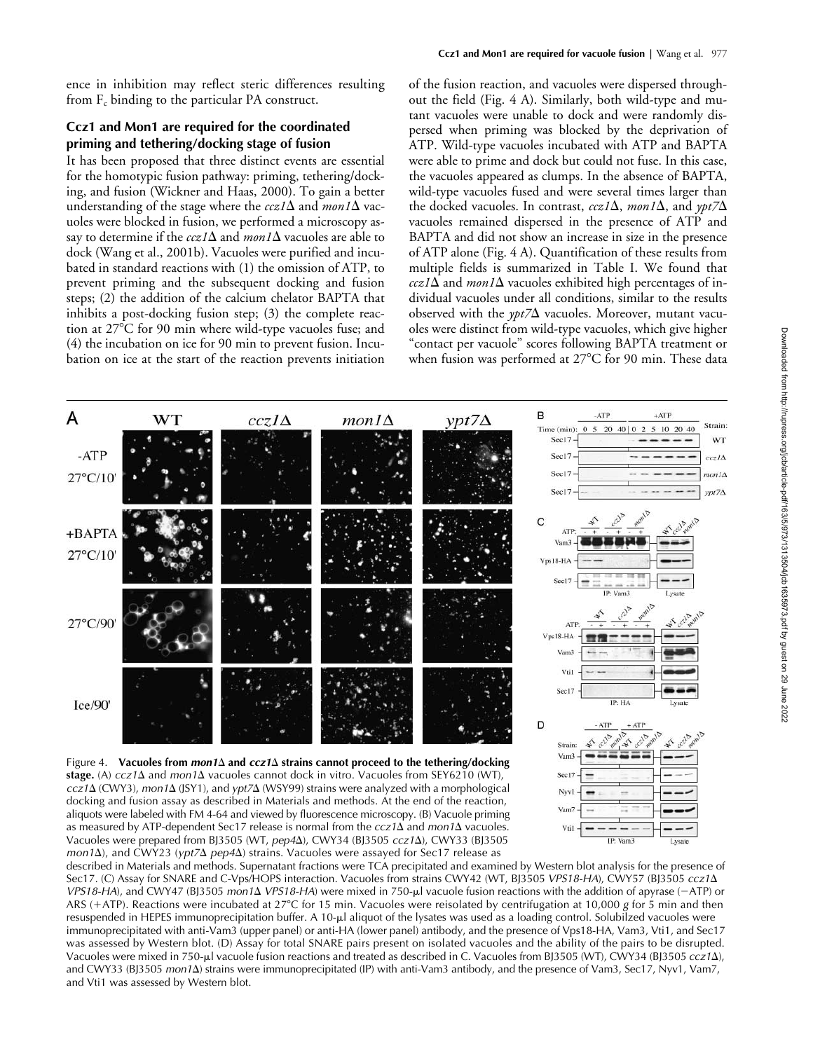ence in inhibition may reflect steric differences resulting from $F_c$ binding to the particular PA construct.

## Ccz1 and Mon1 are required for the coordinated priming and tethering/docking stage of fusion

It has been proposed that three distinct events are essential for the homotypic fusion pathway: priming, tethering/docking, and fusion (Wickner and Haas, 2000). To gain a better understanding of the stage where the *ccz1Δ* and *mon1Δ* vacuoles were blocked in fusion, we performed a microscopy assay to determine if the *ccz1Δ* and *mon1Δ* vacuoles are able to dock (Wang et al., 2001b). Vacuoles were purified and incubated in standard reactions with (1) the omission of ATP, to prevent priming and the subsequent docking and fusion steps; (2) the addition of the calcium chelator BAPTA that inhibits a post-docking fusion step; (3) the complete reaction at 27°C for 90 min where wild-type vacuoles fuse; and (4) the incubation on ice for 90 min to prevent fusion. Incubation on ice at the start of the reaction prevents initiation of the fusion reaction, and vacuoles were dispersed throughout the field (Fig. 4 A). Similarly, both wild-type and mutant vacuoles were unable to dock and were randomly dispersed when priming was blocked by the deprivation of ATP. Wild-type vacuoles incubated with ATP and BAPTA were able to prime and dock but could not fuse. In this case, the vacuoles appeared as clumps. In the absence of BAPTA, wild-type vacuoles fused and were several times larger than the docked vacuoles. In contrast, *ccz1Δ*, *mon1Δ*, and *ypt7Δ* vacuoles remained dispersed in the presence of ATP and BAPTA and did not show an increase in size in the presence of ATP alone (Fig. 4 A). Quantification of these results from multiple fields is summarized in Table I. We found that *ccz1Δ* and *mon1Δ* vacuoles exhibited high percentages of individual vacuoles under all conditions, similar to the results observed with the *ypt7Δ* vacuoles. Moreover, mutant vacuoles were distinct from wild-type vacuoles, which give higher "contact per vacuole" scores following BAPTA treatment or when fusion was performed at 27°C for 90 min. These data

Figure 4. **Vacuoles from *mon1Δ* and *ccz1Δ* strains cannot proceed to the tethering/docking stage.** (A) *ccz1Δ* and *mon1Δ* vacuoles cannot dock in vitro. Vacuoles from SEY6210 (WT), *ccz1Δ* (CWY3), *mon1Δ* (JSY1), and *ypt7Δ* (WSY99) strains were analyzed with a morphological docking and fusion assay as described in Materials and methods. At the end of the reaction, aliquots were labeled with FM 4-64 and viewed by fluorescence microscopy. (B) Vacuole priming as measured by ATP-dependent Sec17 release is normal from the *ccz1Δ* and *mon1Δ* vacuoles. Vacuoles were prepared from BJ3505 (WT, *pep4Δ*), CWY34 (BJ3505 *ccz1Δ*), CWY33 (BJ3505 *mon1Δ*), and CWY23 (*ypt7Δ pep4Δ*) strains. Vacuoles were assayed for Sec17 release as described in Materials and methods. Supernatant fractions were TCA precipitated and examined by Western blot analysis for the presence of Sec17. (C) Assay for SNARE and C-Vps/HOPS interaction. Vacuoles from strains CWY42 (WT, BJ3505 *VPS18-HA*), CWY57 (BJ3505 *ccz1Δ VPS18-HA*), and CWY47 (BJ3505 *mon1Δ VPS18-HA*) were mixed in 750-μl vacuole fusion reactions with the addition of apyrase (−ATP) or ARS (+ATP). Reactions were incubated at 27°C for 15 min. Vacuoles were reisolated by centrifugation at 10,000 *g* for 5 min and then resuspended in HEPES immunoprecipitation buffer. A 10-μl aliquot of the lysates was used as a loading control. Solubilzed vacuoles were immunoprecipitated with anti-Vam3 (upper panel) or anti-HA (lower panel) antibody, and the presence of Vps18-HA, Vam3, Vti1, and Sec17 was assessed by Western blot. (D) Assay for total SNARE pairs present on isolated vacuoles and the ability of the pairs to be disrupted. Vacuoles were mixed in 750-μl vacuole fusion reactions and treated as described in C. Vacuoles from BJ3505 (WT), CWY34 (BJ3505 *ccz1Δ*), and CWY33 (BJ3505 *mon1Δ*) strains were immunoprecipitated (IP) with anti-Vam3 antibody, and the presence of Vam3, Sec17, Nyv1, Vam7, and Vti1 was assessed by Western blot.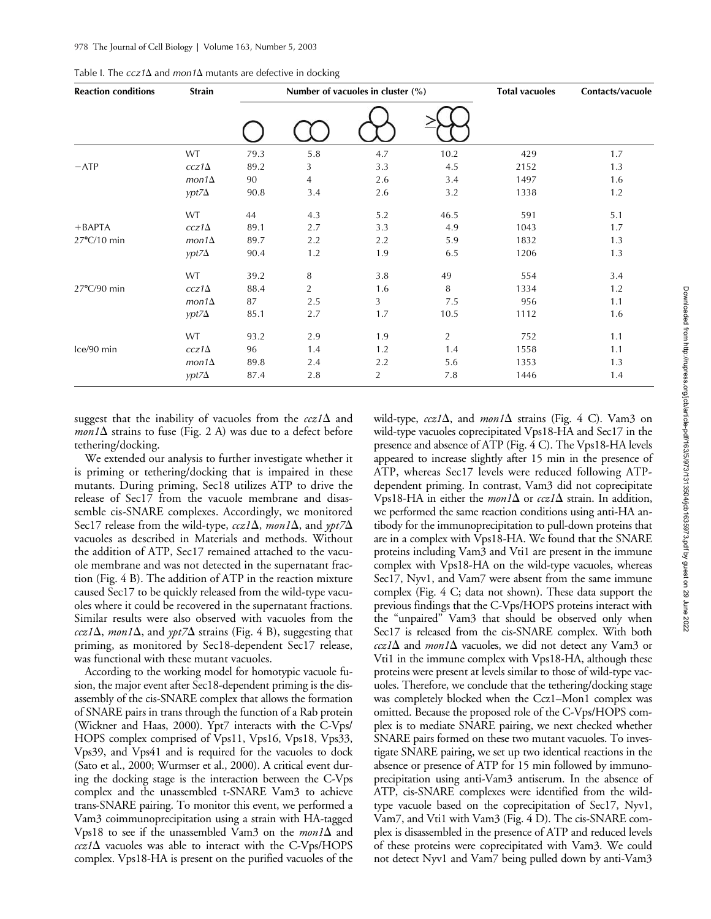Table I. The *ccz1Δ* and *mon1Δ* mutants are defective in docking

| Reaction conditions | Strain | Number of vacuoles in cluster (%) | | | | Total vacuoles | Contacts/vacuole |
|---|---|---|---|---|---|---|---|
| | | 1 | 2 | 3 | ≥4 | | |
| −ATP | WT | 79.3 | 5.8 | 4.7 | 10.2 | 429 | 1.7 |
| | *ccz1Δ* | 89.2 | 3 | 3.3 | 4.5 | 2152 | 1.3 |
| | *mon1Δ* | 90 | 4 | 2.6 | 3.4 | 1497 | 1.6 |
| | *ypt7Δ* | 90.8 | 3.4 | 2.6 | 3.2 | 1338 | 1.2 |
| +BAPTA 27°C/10 min | WT | 44 | 4.3 | 5.2 | 46.5 | 591 | 5.1 |
| | *ccz1Δ* | 89.1 | 2.7 | 3.3 | 4.9 | 1043 | 1.7 |
| | *mon1Δ* | 89.7 | 2.2 | 2.2 | 5.9 | 1832 | 1.3 |
| | *ypt7Δ* | 90.4 | 1.2 | 1.9 | 6.5 | 1206 | 1.3 |
| 27°C/90 min | WT | 39.2 | 8 | 3.8 | 49 | 554 | 3.4 |
| | *ccz1Δ* | 88.4 | 2 | 1.6 | 8 | 1334 | 1.2 |
| | *mon1Δ* | 87 | 2.5 | 3 | 7.5 | 956 | 1.1 |
| | *ypt7Δ* | 85.1 | 2.7 | 1.7 | 10.5 | 1112 | 1.6 |
| Ice/90 min | WT | 93.2 | 2.9 | 1.9 | 2 | 752 | 1.1 |
| | *ccz1Δ* | 96 | 1.4 | 1.2 | 1.4 | 1558 | 1.1 |
| | *mon1Δ* | 89.8 | 2.4 | 2.2 | 5.6 | 1353 | 1.3 |
| | *ypt7Δ* | 87.4 | 2.8 | 2 | 7.8 | 1446 | 1.4 |

suggest that the inability of vacuoles from the *ccz1Δ* and *mon1Δ* strains to fuse (Fig. 2 A) was due to a defect before tethering/docking.

We extended our analysis to further investigate whether it is priming or tethering/docking that is impaired in these mutants. During priming, Sec18 utilizes ATP to drive the release of Sec17 from the vacuole membrane and disassemble cis-SNARE complexes. Accordingly, we monitored Sec17 release from the wild-type, *ccz1Δ*, *mon1Δ*, and *ypt7Δ* vacuoles as described in Materials and methods. Without the addition of ATP, Sec17 remained attached to the vacuole membrane and was not detected in the supernatant fraction (Fig. 4 B). The addition of ATP in the reaction mixture caused Sec17 to be quickly released from the wild-type vacuoles where it could be recovered in the supernatant fractions. Similar results were also observed with vacuoles from the *ccz1Δ*, *mon1Δ*, and *ypt7Δ* strains (Fig. 4 B), suggesting that priming, as monitored by Sec18-dependent Sec17 release, was functional with these mutant vacuoles.

According to the working model for homotypic vacuole fusion, the major event after Sec18-dependent priming is the disassembly of the cis-SNARE complex that allows the formation of SNARE pairs in trans through the function of a Rab protein (Wickner and Haas, 2000). Ypt7 interacts with the C-Vps/HOPS complex comprised of Vps11, Vps16, Vps18, Vps33, Vps39, and Vps41 and is required for the vacuoles to dock (Sato et al., 2000; Wurmser et al., 2000). A critical event during the docking stage is the interaction between the C-Vps complex and the unassembled t-SNARE Vam3 to achieve trans-SNARE pairing. To monitor this event, we performed a Vam3 coimmunoprecipitation using a strain with HA-tagged Vps18 to see if the unassembled Vam3 on the *mon1Δ* and *ccz1Δ* vacuoles was able to interact with the C-Vps/HOPS complex. Vps18-HA is present on the purified vacuoles of the wild-type, *ccz1Δ*, and *mon1Δ* strains (Fig. 4 C). Vam3 on wild-type vacuoles coprecipitated Vps18-HA and Sec17 in the presence and absence of ATP (Fig. 4 C). The Vps18-HA levels appeared to increase slightly after 15 min in the presence of ATP, whereas Sec17 levels were reduced following ATP-dependent priming. In contrast, Vam3 did not coprecipitate Vps18-HA in either the *mon1Δ* or *ccz1Δ* strain. In addition, we performed the same reaction conditions using anti-HA antibody for the immunoprecipitation to pull-down proteins that are in a complex with Vps18-HA. We found that the SNARE proteins including Vam3 and Vti1 are present in the immune complex with Vps18-HA on the wild-type vacuoles, whereas Sec17, Nyv1, and Vam7 were absent from the same immune complex (Fig. 4 C; data not shown). These data support the previous findings that the C-Vps/HOPS proteins interact with the "unpaired" Vam3 that should be observed only when Sec17 is released from the cis-SNARE complex. With both *ccz1Δ* and *mon1Δ* vacuoles, we did not detect any Vam3 or Vti1 in the immune complex with Vps18-HA, although these proteins were present at levels similar to those of wild-type vacuoles. Therefore, we conclude that the tethering/docking stage was completely blocked when the Ccz1–Mon1 complex was omitted. Because the proposed role of the C-Vps/HOPS complex is to mediate SNARE pairing, we next checked whether SNARE pairs formed on these two mutant vacuoles. To investigate SNARE pairing, we set up two identical reactions in the absence or presence of ATP for 15 min followed by immunoprecipitation using anti-Vam3 antiserum. In the absence of ATP, cis-SNARE complexes were identified from the wild-type vacuole based on the coprecipitation of Sec17, Nyv1, Vam7, and Vti1 with Vam3 (Fig. 4 D). The cis-SNARE complex is disassembled in the presence of ATP and reduced levels of these proteins were coprecipitated with Vam3. We could not detect Nyv1 and Vam7 being pulled down by anti-Vam3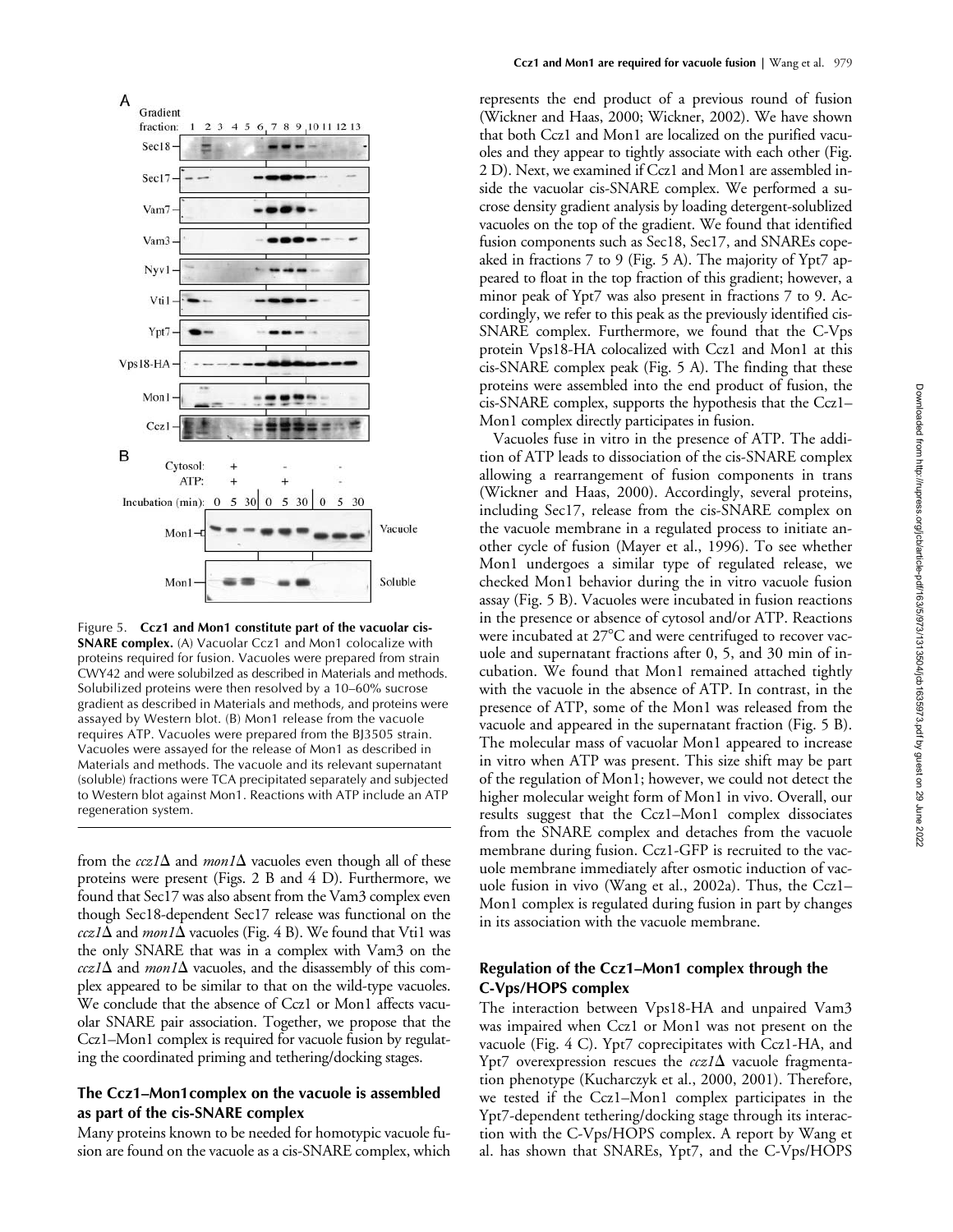Figure 5. **Ccz1 and Mon1 constitute part of the vacuolar cis-SNARE complex.** (A) Vacuolar Ccz1 and Mon1 colocalize with proteins required for fusion. Vacuoles were prepared from strain CWY42 and were solubilzed as described in Materials and methods. Solubilized proteins were then resolved by a 10–60% sucrose gradient as described in Materials and methods, and proteins were assayed by Western blot. (B) Mon1 release from the vacuole requires ATP. Vacuoles were prepared from the BJ3505 strain. Vacuoles were assayed for the release of Mon1 as described in Materials and methods. The vacuole and its relevant supernatant (soluble) fractions were TCA precipitated separately and subjected to Western blot against Mon1. Reactions with ATP include an ATP regeneration system.

from the *ccz1*Δ and *mon1*Δ vacuoles even though all of these proteins were present (Figs. 2 B and 4 D). Furthermore, we found that Sec17 was also absent from the Vam3 complex even though Sec18-dependent Sec17 release was functional on the *ccz1*Δ and *mon1*Δ vacuoles (Fig. 4 B). We found that Vti1 was the only SNARE that was in a complex with Vam3 on the *ccz1*Δ and *mon1*Δ vacuoles, and the disassembly of this complex appeared to be similar to that on the wild-type vacuoles. We conclude that the absence of Ccz1 or Mon1 affects vacuolar SNARE pair association. Together, we propose that the Ccz1–Mon1 complex is required for vacuole fusion by regulating the coordinated priming and tethering/docking stages.

## The Ccz1–Mon1complex on the vacuole is assembled as part of the cis-SNARE complex

Many proteins known to be needed for homotypic vacuole fusion are found on the vacuole as a cis-SNARE complex, which represents the end product of a previous round of fusion (Wickner and Haas, 2000; Wickner, 2002). We have shown that both Ccz1 and Mon1 are localized on the purified vacuoles and they appear to tightly associate with each other (Fig. 2 D). Next, we examined if Ccz1 and Mon1 are assembled inside the vacuolar cis-SNARE complex. We performed a sucrose density gradient analysis by loading detergent-solublized vacuoles on the top of the gradient. We found that identified fusion components such as Sec18, Sec17, and SNAREs copeaked in fractions 7 to 9 (Fig. 5 A). The majority of Ypt7 appeared to float in the top fraction of this gradient; however, a minor peak of Ypt7 was also present in fractions 7 to 9. Accordingly, we refer to this peak as the previously identified cis-SNARE complex. Furthermore, we found that the C-Vps protein Vps18-HA colocalized with Ccz1 and Mon1 at this cis-SNARE complex peak (Fig. 5 A). The finding that these proteins were assembled into the end product of fusion, the cis-SNARE complex, supports the hypothesis that the Ccz1–Mon1 complex directly participates in fusion.

Vacuoles fuse in vitro in the presence of ATP. The addition of ATP leads to dissociation of the cis-SNARE complex allowing a rearrangement of fusion components in trans (Wickner and Haas, 2000). Accordingly, several proteins, including Sec17, release from the cis-SNARE complex on the vacuole membrane in a regulated process to initiate another cycle of fusion (Mayer et al., 1996). To see whether Mon1 undergoes a similar type of regulated release, we checked Mon1 behavior during the in vitro vacuole fusion assay (Fig. 5 B). Vacuoles were incubated in fusion reactions in the presence or absence of cytosol and/or ATP. Reactions were incubated at 27°C and were centrifuged to recover vacuole and supernatant fractions after 0, 5, and 30 min of incubation. We found that Mon1 remained attached tightly with the vacuole in the absence of ATP. In contrast, in the presence of ATP, some of the Mon1 was released from the vacuole and appeared in the supernatant fraction (Fig. 5 B). The molecular mass of vacuolar Mon1 appeared to increase in vitro when ATP was present. This size shift may be part of the regulation of Mon1; however, we could not detect the higher molecular weight form of Mon1 in vivo. Overall, our results suggest that the Ccz1–Mon1 complex dissociates from the SNARE complex and detaches from the vacuole membrane during fusion. Ccz1-GFP is recruited to the vacuole membrane immediately after osmotic induction of vacuole fusion in vivo (Wang et al., 2002a). Thus, the Ccz1–Mon1 complex is regulated during fusion in part by changes in its association with the vacuole membrane.

## Regulation of the Ccz1–Mon1 complex through the C-Vps/HOPS complex

The interaction between Vps18-HA and unpaired Vam3 was impaired when Ccz1 or Mon1 was not present on the vacuole (Fig. 4 C). Ypt7 coprecipitates with Ccz1-HA, and Ypt7 overexpression rescues the *ccz1*Δ vacuole fragmentation phenotype (Kucharczyk et al., 2000, 2001). Therefore, we tested if the Ccz1–Mon1 complex participates in the Ypt7-dependent tethering/docking stage through its interaction with the C-Vps/HOPS complex. A report by Wang et al. has shown that SNAREs, Ypt7, and the C-Vps/HOPS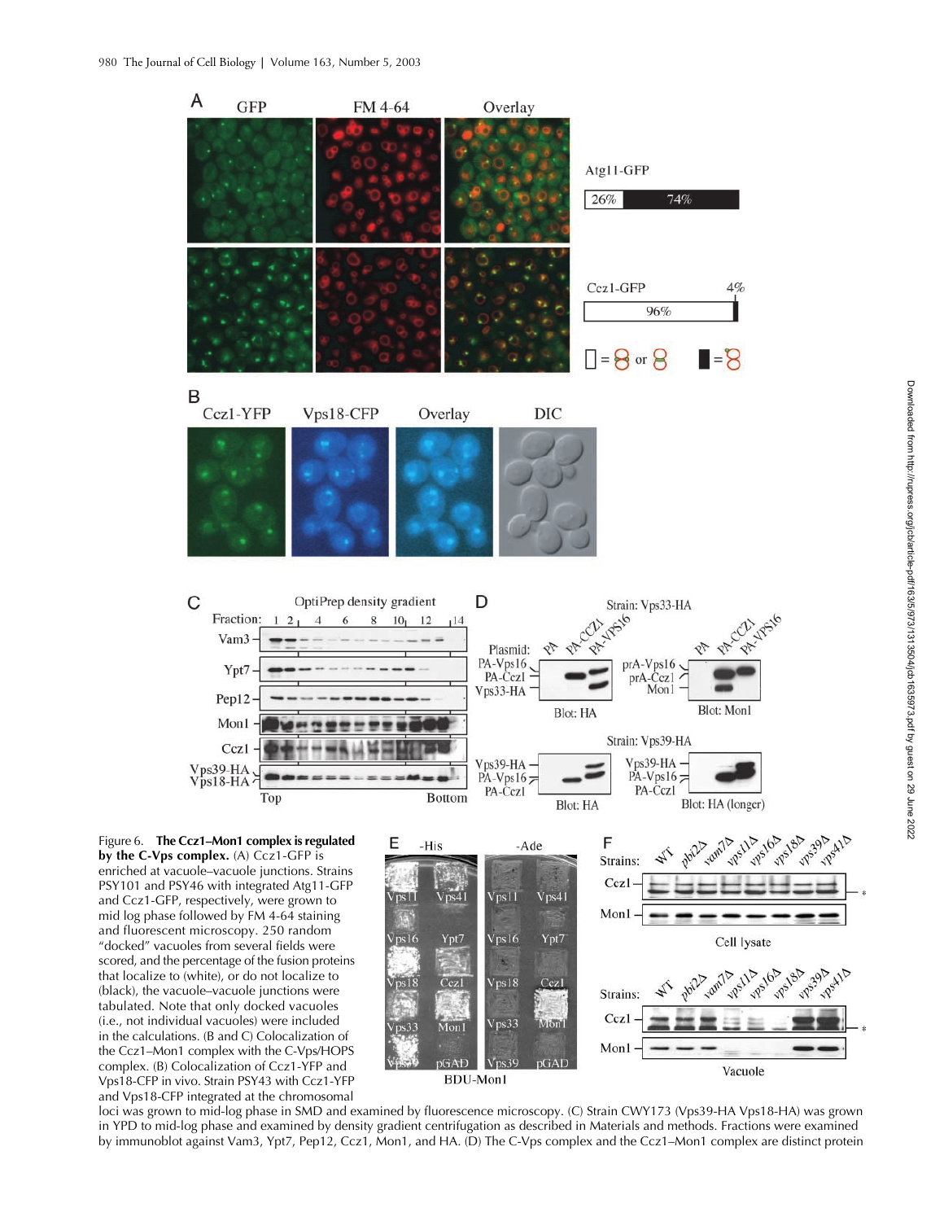Figure 6. **The Ccz1–Mon1 complex is regulated by the C-Vps complex.** (A) Ccz1-GFP is enriched at vacuole–vacuole junctions. Strains PSY101 and PSY46 with integrated Atg11-GFP and Ccz1-GFP, respectively, were grown to mid log phase followed by FM 4-64 staining and fluorescent microscopy. 250 random "docked" vacuoles from several fields were scored, and the percentage of the fusion proteins that localize to (white), or do not localize to (black), the vacuole–vacuole junctions were tabulated. Note that only docked vacuoles (i.e., not individual vacuoles) were included in the calculations. (B and C) Colocalization of the Ccz1–Mon1 complex with the C-Vps/HOPS complex. (B) Colocalization of Ccz1-YFP and Vps18-CFP in vivo. Strain PSY43 with Ccz1-YFP and Vps18-CFP integrated at the chromosomal loci was grown to mid-log phase in SMD and examined by fluorescence microscopy. (C) Strain CWY173 (Vps39-HA Vps18-HA) was grown in YPD to mid-log phase and examined by density gradient centrifugation as described in Materials and methods. Fractions were examined by immunoblot against Vam3, Ypt7, Pep12, Ccz1, Mon1, and HA. (D) The C-Vps complex and the Ccz1–Mon1 complex are distinct protein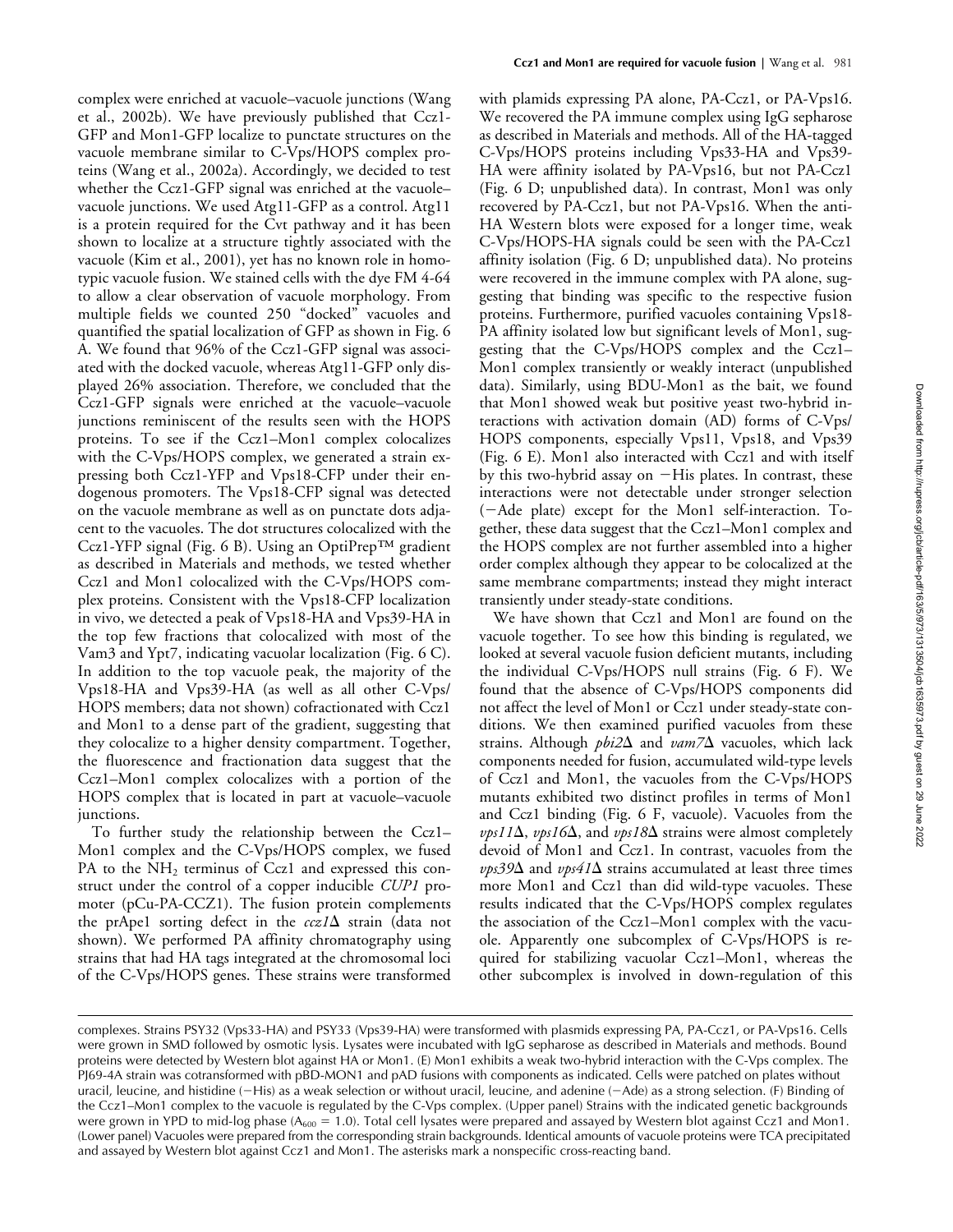complex were enriched at vacuole–vacuole junctions (Wang et al., 2002b). We have previously published that Ccz1-GFP and Mon1-GFP localize to punctate structures on the vacuole membrane similar to C-Vps/HOPS complex proteins (Wang et al., 2002a). Accordingly, we decided to test whether the Ccz1-GFP signal was enriched at the vacuole–vacuole junctions. We used Atg11-GFP as a control. Atg11 is a protein required for the Cvt pathway and it has been shown to localize at a structure tightly associated with the vacuole (Kim et al., 2001), yet has no known role in homotypic vacuole fusion. We stained cells with the dye FM 4-64 to allow a clear observation of vacuole morphology. From multiple fields we counted 250 "docked" vacuoles and quantified the spatial localization of GFP as shown in Fig. 6 A. We found that 96% of the Ccz1-GFP signal was associated with the docked vacuole, whereas Atg11-GFP only displayed 26% association. Therefore, we concluded that the Ccz1-GFP signals were enriched at the vacuole–vacuole junctions reminiscent of the results seen with the HOPS proteins. To see if the Ccz1–Mon1 complex colocalizes with the C-Vps/HOPS complex, we generated a strain expressing both Ccz1-YFP and Vps18-CFP under their endogenous promoters. The Vps18-CFP signal was detected on the vacuole membrane as well as on punctate dots adjacent to the vacuoles. The dot structures colocalized with the Ccz1-YFP signal (Fig. 6 B). Using an OptiPrep™ gradient as described in Materials and methods, we tested whether Ccz1 and Mon1 colocalized with the C-Vps/HOPS complex proteins. Consistent with the Vps18-CFP localization in vivo, we detected a peak of Vps18-HA and Vps39-HA in the top few fractions that colocalized with most of the Vam3 and Ypt7, indicating vacuolar localization (Fig. 6 C). In addition to the top vacuole peak, the majority of the Vps18-HA and Vps39-HA (as well as all other C-Vps/HOPS members; data not shown) cofractionated with Ccz1 and Mon1 to a dense part of the gradient, suggesting that they colocalize to a higher density compartment. Together, the fluorescence and fractionation data suggest that the Ccz1–Mon1 complex colocalizes with a portion of the HOPS complex that is located in part at vacuole–vacuole junctions.

To further study the relationship between the Ccz1–Mon1 complex and the C-Vps/HOPS complex, we fused PA to the $NH_2$ terminus of Ccz1 and expressed this construct under the control of a copper inducible *CUP1* promoter (pCu-PA-CCZ1). The fusion protein complements the prApe1 sorting defect in the *ccz1*Δ strain (data not shown). We performed PA affinity chromatography using strains that had HA tags integrated at the chromosomal loci of the C-Vps/HOPS genes. These strains were transformed with plamids expressing PA alone, PA-Ccz1, or PA-Vps16. We recovered the PA immune complex using IgG sepharose as described in Materials and methods. All of the HA-tagged C-Vps/HOPS proteins including Vps33-HA and Vps39-HA were affinity isolated by PA-Vps16, but not PA-Ccz1 (Fig. 6 D; unpublished data). In contrast, Mon1 was only recovered by PA-Ccz1, but not PA-Vps16. When the anti-HA Western blots were exposed for a longer time, weak C-Vps/HOPS-HA signals could be seen with the PA-Ccz1 affinity isolation (Fig. 6 D; unpublished data). No proteins were recovered in the immune complex with PA alone, suggesting that binding was specific to the respective fusion proteins. Furthermore, purified vacuoles containing Vps18-PA affinity isolated low but significant levels of Mon1, suggesting that the C-Vps/HOPS complex and the Ccz1–Mon1 complex transiently or weakly interact (unpublished data). Similarly, using BDU-Mon1 as the bait, we found that Mon1 showed weak but positive yeast two-hybrid interactions with activation domain (AD) forms of C-Vps/HOPS components, especially Vps11, Vps18, and Vps39 (Fig. 6 E). Mon1 also interacted with Ccz1 and with itself by this two-hybrid assay on −His plates. In contrast, these interactions were not detectable under stronger selection (−Ade plate) except for the Mon1 self-interaction. Together, these data suggest that the Ccz1–Mon1 complex and the HOPS complex are not further assembled into a higher order complex although they appear to be colocalized at the same membrane compartments; instead they might interact transiently under steady-state conditions.

We have shown that Ccz1 and Mon1 are found on the vacuole together. To see how this binding is regulated, we looked at several vacuole fusion deficient mutants, including the individual C-Vps/HOPS null strains (Fig. 6 F). We found that the absence of C-Vps/HOPS components did not affect the level of Mon1 or Ccz1 under steady-state conditions. We then examined purified vacuoles from these strains. Although *pbi2*Δ and *vam7*Δ vacuoles, which lack components needed for fusion, accumulated wild-type levels of Ccz1 and Mon1, the vacuoles from the C-Vps/HOPS mutants exhibited two distinct profiles in terms of Mon1 and Ccz1 binding (Fig. 6 F, vacuole). Vacuoles from the *vps11*Δ, *vps16*Δ, and *vps18*Δ strains were almost completely devoid of Mon1 and Ccz1. In contrast, vacuoles from the *vps39*Δ and *vps41*Δ strains accumulated at least three times more Mon1 and Ccz1 than did wild-type vacuoles. These results indicated that the C-Vps/HOPS complex regulates the association of the Ccz1–Mon1 complex with the vacuole. Apparently one subcomplex of C-Vps/HOPS is required for stabilizing vacuolar Ccz1–Mon1, whereas the other subcomplex is involved in down-regulation of this

complexes. Strains PSY32 (Vps33-HA) and PSY33 (Vps39-HA) were transformed with plasmids expressing PA, PA-Ccz1, or PA-Vps16. Cells were grown in SMD followed by osmotic lysis. Lysates were incubated with IgG sepharose as described in Materials and methods. Bound proteins were detected by Western blot against HA or Mon1. (E) Mon1 exhibits a weak two-hybrid interaction with the C-Vps complex. The PJ69-4A strain was cotransformed with pBD-MON1 and pAD fusions with components as indicated. Cells were patched on plates without uracil, leucine, and histidine (−His) as a weak selection or without uracil, leucine, and adenine (−Ade) as a strong selection. (F) Binding of the Ccz1–Mon1 complex to the vacuole is regulated by the C-Vps complex. (Upper panel) Strains with the indicated genetic backgrounds were grown in YPD to mid-log phase ($A_{600}$ = 1.0). Total cell lysates were prepared and assayed by Western blot against Ccz1 and Mon1. (Lower panel) Vacuoles were prepared from the corresponding strain backgrounds. Identical amounts of vacuole proteins were TCA precipitated and assayed by Western blot against Ccz1 and Mon1. The asterisks mark a nonspecific cross-reacting band.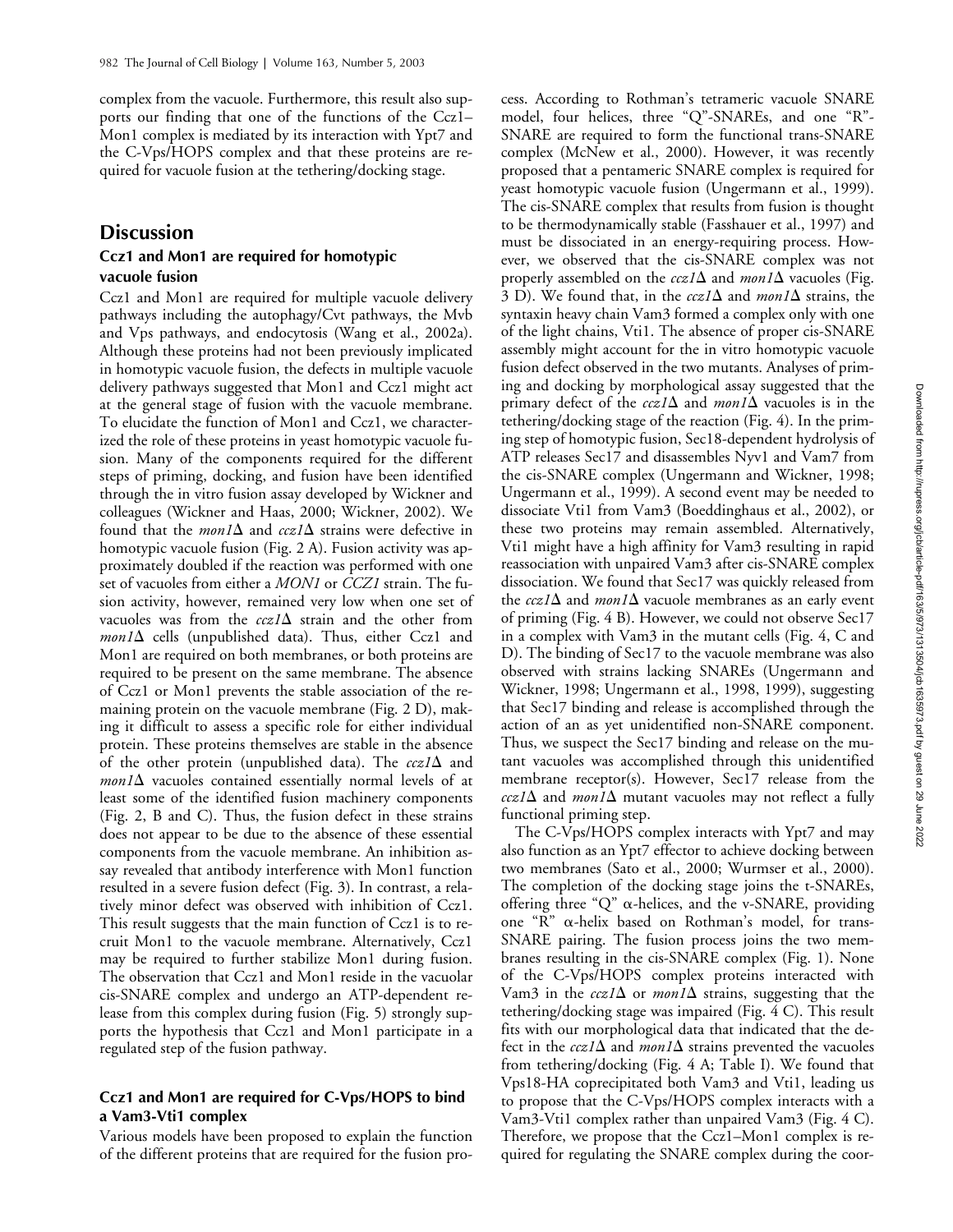complex from the vacuole. Furthermore, this result also supports our finding that one of the functions of the Ccz1–Mon1 complex is mediated by its interaction with Ypt7 and the C-Vps/HOPS complex and that these proteins are required for vacuole fusion at the tethering/docking stage.

## Discussion

### Ccz1 and Mon1 are required for homotypic vacuole fusion

Ccz1 and Mon1 are required for multiple vacuole delivery pathways including the autophagy/Cvt pathways, the Mvb and Vps pathways, and endocytosis (Wang et al., 2002a). Although these proteins had not been previously implicated in homotypic vacuole fusion, the defects in multiple vacuole delivery pathways suggested that Mon1 and Ccz1 might act at the general stage of fusion with the vacuole membrane. To elucidate the function of Mon1 and Ccz1, we characterized the role of these proteins in yeast homotypic vacuole fusion. Many of the components required for the different steps of priming, docking, and fusion have been identified through the in vitro fusion assay developed by Wickner and colleagues (Wickner and Haas, 2000; Wickner, 2002). We found that the *mon1*Δ and *ccz1*Δ strains were defective in homotypic vacuole fusion (Fig. 2 A). Fusion activity was approximately doubled if the reaction was performed with one set of vacuoles from either a *MON1* or *CCZ1* strain. The fusion activity, however, remained very low when one set of vacuoles was from the *ccz1*Δ strain and the other from *mon1*Δ cells (unpublished data). Thus, either Ccz1 and Mon1 are required on both membranes, or both proteins are required to be present on the same membrane. The absence of Ccz1 or Mon1 prevents the stable association of the remaining protein on the vacuole membrane (Fig. 2 D), making it difficult to assess a specific role for either individual protein. These proteins themselves are stable in the absence of the other protein (unpublished data). The *ccz1*Δ and *mon1*Δ vacuoles contained essentially normal levels of at least some of the identified fusion machinery components (Fig. 2, B and C). Thus, the fusion defect in these strains does not appear to be due to the absence of these essential components from the vacuole membrane. An inhibition assay revealed that antibody interference with Mon1 function resulted in a severe fusion defect (Fig. 3). In contrast, a relatively minor defect was observed with inhibition of Ccz1. This result suggests that the main function of Ccz1 is to recruit Mon1 to the vacuole membrane. Alternatively, Ccz1 may be required to further stabilize Mon1 during fusion. The observation that Ccz1 and Mon1 reside in the vacuolar cis-SNARE complex and undergo an ATP-dependent release from this complex during fusion (Fig. 5) strongly supports the hypothesis that Ccz1 and Mon1 participate in a regulated step of the fusion pathway.

### Ccz1 and Mon1 are required for C-Vps/HOPS to bind a Vam3-Vti1 complex

Various models have been proposed to explain the function of the different proteins that are required for the fusion process. According to Rothman's tetrameric vacuole SNARE model, four helices, three "Q"-SNAREs, and one "R"-SNARE are required to form the functional trans-SNARE complex (McNew et al., 2000). However, it was recently proposed that a pentameric SNARE complex is required for yeast homotypic vacuole fusion (Ungermann et al., 1999). The cis-SNARE complex that results from fusion is thought to be thermodynamically stable (Fasshauer et al., 1997) and must be dissociated in an energy-requiring process. However, we observed that the cis-SNARE complex was not properly assembled on the *ccz1*Δ and *mon1*Δ vacuoles (Fig. 3 D). We found that, in the *ccz1*Δ and *mon1*Δ strains, the syntaxin heavy chain Vam3 formed a complex only with one of the light chains, Vti1. The absence of proper cis-SNARE assembly might account for the in vitro homotypic vacuole fusion defect observed in the two mutants. Analyses of priming and docking by morphological assay suggested that the primary defect of the *ccz1*Δ and *mon1*Δ vacuoles is in the tethering/docking stage of the reaction (Fig. 4). In the priming step of homotypic fusion, Sec18-dependent hydrolysis of ATP releases Sec17 and disassembles Nyv1 and Vam7 from the cis-SNARE complex (Ungermann and Wickner, 1998; Ungermann et al., 1999). A second event may be needed to dissociate Vti1 from Vam3 (Boeddinghaus et al., 2002), or these two proteins may remain assembled. Alternatively, Vti1 might have a high affinity for Vam3 resulting in rapid reassociation with unpaired Vam3 after cis-SNARE complex dissociation. We found that Sec17 was quickly released from the *ccz1*Δ and *mon1*Δ vacuole membranes as an early event of priming (Fig. 4 B). However, we could not observe Sec17 in a complex with Vam3 in the mutant cells (Fig. 4, C and D). The binding of Sec17 to the vacuole membrane was also observed with strains lacking SNAREs (Ungermann and Wickner, 1998; Ungermann et al., 1998, 1999), suggesting that Sec17 binding and release is accomplished through the action of an as yet unidentified non-SNARE component. Thus, we suspect the Sec17 binding and release on the mutant vacuoles was accomplished through this unidentified membrane receptor(s). However, Sec17 release from the *ccz1*Δ and *mon1*Δ mutant vacuoles may not reflect a fully functional priming step.

The C-Vps/HOPS complex interacts with Ypt7 and may also function as an Ypt7 effector to achieve docking between two membranes (Sato et al., 2000; Wurmser et al., 2000). The completion of the docking stage joins the t-SNAREs, offering three "Q" α-helices, and the v-SNARE, providing one "R" α-helix based on Rothman's model, for trans-SNARE pairing. The fusion process joins the two membranes resulting in the cis-SNARE complex (Fig. 1). None of the C-Vps/HOPS complex proteins interacted with Vam3 in the *ccz1*Δ or *mon1*Δ strains, suggesting that the tethering/docking stage was impaired (Fig. 4 C). This result fits with our morphological data that indicated that the defect in the *ccz1*Δ and *mon1*Δ strains prevented the vacuoles from tethering/docking (Fig. 4 A; Table I). We found that Vps18-HA coprecipitated both Vam3 and Vti1, leading us to propose that the C-Vps/HOPS complex interacts with a Vam3-Vti1 complex rather than unpaired Vam3 (Fig. 4 C). Therefore, we propose that the Ccz1–Mon1 complex is required for regulating the SNARE complex during the coor-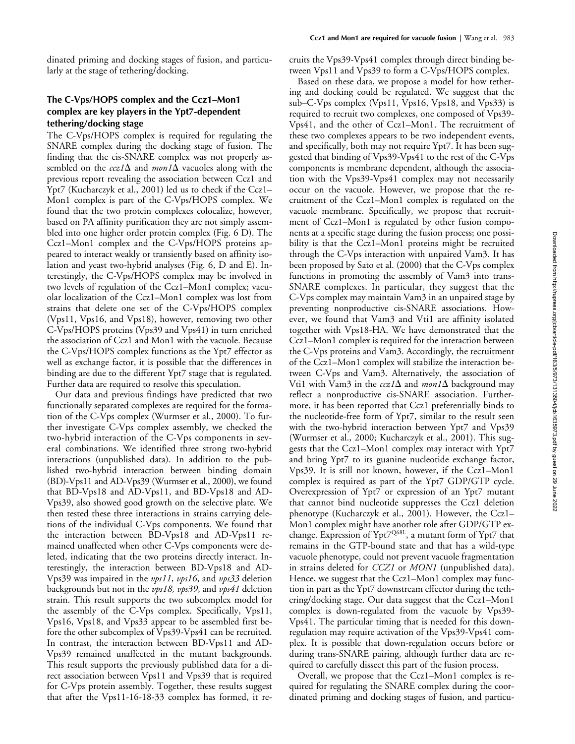dinated priming and docking stages of fusion, and particularly at the stage of tethering/docking.

### The C-Vps/HOPS complex and the Ccz1–Mon1 complex are key players in the Ypt7-dependent tethering/docking stage

The C-Vps/HOPS complex is required for regulating the SNARE complex during the docking stage of fusion. The finding that the cis-SNARE complex was not properly assembled on the *ccz1*Δ and *mon1*Δ vacuoles along with the previous report revealing the association between Ccz1 and Ypt7 (Kucharczyk et al., 2001) led us to check if the Ccz1–Mon1 complex is part of the C-Vps/HOPS complex. We found that the two protein complexes colocalize, however, based on PA affinity purification they are not simply assembled into one higher order protein complex (Fig. 6 D). The Ccz1–Mon1 complex and the C-Vps/HOPS proteins appeared to interact weakly or transiently based on affinity isolation and yeast two-hybrid analyses (Fig. 6, D and E). Interestingly, the C-Vps/HOPS complex may be involved in two levels of regulation of the Ccz1–Mon1 complex; vacuolar localization of the Ccz1–Mon1 complex was lost from strains that delete one set of the C-Vps/HOPS complex (Vps11, Vps16, and Vps18), however, removing two other C-Vps/HOPS proteins (Vps39 and Vps41) in turn enriched the association of Ccz1 and Mon1 with the vacuole. Because the C-Vps/HOPS complex functions as the Ypt7 effector as well as exchange factor, it is possible that the differences in binding are due to the different Ypt7 stage that is regulated. Further data are required to resolve this speculation.

Our data and previous findings have predicted that two functionally separated complexes are required for the formation of the C-Vps complex (Wurmser et al., 2000). To further investigate C-Vps complex assembly, we checked the two-hybrid interaction of the C-Vps components in several combinations. We identified three strong two-hybrid interactions (unpublished data). In addition to the published two-hybrid interaction between binding domain (BD)-Vps11 and AD-Vps39 (Wurmser et al., 2000), we found that BD-Vps18 and AD-Vps11, and BD-Vps18 and AD-Vps39, also showed good growth on the selective plate. We then tested these three interactions in strains carrying deletions of the individual C-Vps components. We found that the interaction between BD-Vps18 and AD-Vps11 remained unaffected when other C-Vps components were deleted, indicating that the two proteins directly interact. Interestingly, the interaction between BD-Vps18 and AD-Vps39 was impaired in the *vps11*, *vps16*, and *vps33* deletion backgrounds but not in the *vps18, vps39*, and *vps41* deletion strain. This result supports the two subcomplex model for the assembly of the C-Vps complex. Specifically, Vps11, Vps16, Vps18, and Vps33 appear to be assembled first before the other subcomplex of Vps39-Vps41 can be recruited. In contrast, the interaction between BD-Vps11 and AD-Vps39 remained unaffected in the mutant backgrounds. This result supports the previously published data for a direct association between Vps11 and Vps39 that is required for C-Vps protein assembly. Together, these results suggest that after the Vps11-16-18-33 complex has formed, it recruits the Vps39-Vps41 complex through direct binding between Vps11 and Vps39 to form a C-Vps/HOPS complex.

Based on these data, we propose a model for how tethering and docking could be regulated. We suggest that the sub–C-Vps complex (Vps11, Vps16, Vps18, and Vps33) is required to recruit two complexes, one composed of Vps39-Vps41, and the other of Ccz1–Mon1. The recruitment of these two complexes appears to be two independent events, and specifically, both may not require Ypt7. It has been suggested that binding of Vps39-Vps41 to the rest of the C-Vps components is membrane dependent, although the association with the Vps39-Vps41 complex may not necessarily occur on the vacuole. However, we propose that the recruitment of the Ccz1–Mon1 complex is regulated on the vacuole membrane. Specifically, we propose that recruitment of Ccz1–Mon1 is regulated by other fusion components at a specific stage during the fusion process; one possibility is that the Ccz1–Mon1 proteins might be recruited through the C-Vps interaction with unpaired Vam3. It has been proposed by Sato et al. (2000) that the C-Vps complex functions in promoting the assembly of Vam3 into trans-SNARE complexes. In particular, they suggest that the C-Vps complex may maintain Vam3 in an unpaired stage by preventing nonproductive cis-SNARE associations. However, we found that Vam3 and Vti1 are affinity isolated together with Vps18-HA. We have demonstrated that the Ccz1–Mon1 complex is required for the interaction between the C-Vps proteins and Vam3. Accordingly, the recruitment of the Ccz1–Mon1 complex will stabilize the interaction between C-Vps and Vam3. Alternatively, the association of Vti1 with Vam3 in the *ccz1*Δ and *mon1*Δ background may reflect a nonproductive cis-SNARE association. Furthermore, it has been reported that Ccz1 preferentially binds to the nucleotide-free form of Ypt7, similar to the result seen with the two-hybrid interaction between Ypt7 and Vps39 (Wurmser et al., 2000; Kucharczyk et al., 2001). This suggests that the Ccz1–Mon1 complex may interact with Ypt7 and bring Ypt7 to its guanine nucleotide exchange factor, Vps39. It is still not known, however, if the Ccz1–Mon1 complex is required as part of the Ypt7 GDP/GTP cycle. Overexpression of Ypt7 or expression of an Ypt7 mutant that cannot bind nucleotide suppresses the Ccz1 deletion phenotype (Kucharczyk et al., 2001). However, the Ccz1–Mon1 complex might have another role after GDP/GTP exchange. Expression of Ypt7$^{Q68L}$, a mutant form of Ypt7 that remains in the GTP-bound state and that has a wild-type vacuole phenotype, could not prevent vacuole fragmentation in strains deleted for *CCZ1* or *MON1* (unpublished data). Hence, we suggest that the Ccz1–Mon1 complex may function in part as the Ypt7 downstream effector during the tethering/docking stage. Our data suggest that the Ccz1–Mon1 complex is down-regulated from the vacuole by Vps39-Vps41. The particular timing that is needed for this down-regulation may require activation of the Vps39-Vps41 complex. It is possible that down-regulation occurs before or during trans-SNARE pairing, although further data are required to carefully dissect this part of the fusion process.

Overall, we propose that the Ccz1–Mon1 complex is required for regulating the SNARE complex during the coordinated priming and docking stages of fusion, and particu-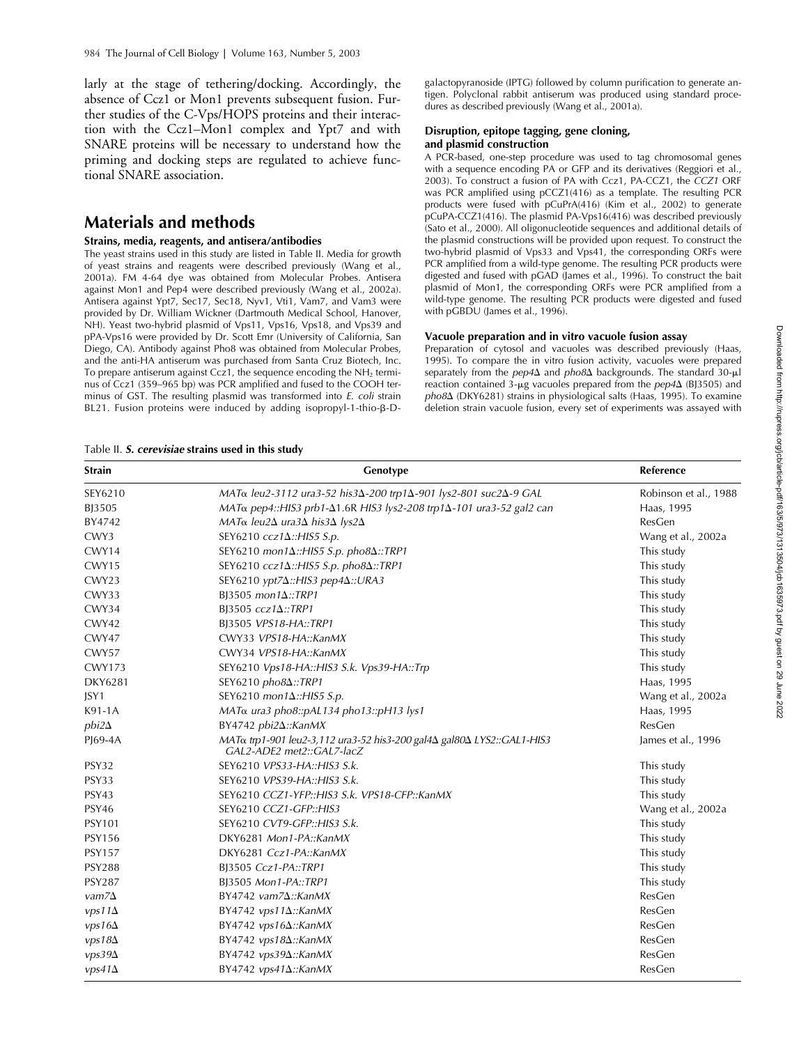larly at the stage of tethering/docking. Accordingly, the absence of Ccz1 or Mon1 prevents subsequent fusion. Further studies of the C-Vps/HOPS proteins and their interaction with the Ccz1–Mon1 complex and Ypt7 and with SNARE proteins will be necessary to understand how the priming and docking steps are regulated to achieve functional SNARE association.

# Materials and methods

### Strains, media, reagents, and antisera/antibodies

The yeast strains used in this study are listed in Table II. Media for growth of yeast strains and reagents were described previously (Wang et al., 2001a). FM 4-64 dye was obtained from Molecular Probes. Antisera against Mon1 and Pep4 were described previously (Wang et al., 2002a). Antisera against Ypt7, Sec17, Sec18, Nyv1, Vti1, Vam7, and Vam3 were provided by Dr. William Wickner (Dartmouth Medical School, Hanover, NH). Yeast two-hybrid plasmid of Vps11, Vps16, Vps18, and Vps39 and pPA-Vps16 were provided by Dr. Scott Emr (University of California, San Diego, CA). Antibody against Pho8 was obtained from Molecular Probes, and the anti-HA antiserum was purchased from Santa Cruz Biotech, Inc. To prepare antiserum against Ccz1, the sequence encoding the $NH_2$ terminus of Ccz1 (359–965 bp) was PCR amplified and fused to the COOH terminus of GST. The resulting plasmid was transformed into *E. coli* strain BL21. Fusion proteins were induced by adding isopropyl-1-thio-β-D-galactopyranoside (IPTG) followed by column purification to generate antigen. Polyclonal rabbit antiserum was produced using standard procedures as described previously (Wang et al., 2001a).

### Disruption, epitope tagging, gene cloning, and plasmid construction

A PCR-based, one-step procedure was used to tag chromosomal genes with a sequence encoding PA or GFP and its derivatives (Reggiori et al., 2003). To construct a fusion of PA with Ccz1, PA-CCZ1, the *CCZ1* ORF was PCR amplified using pCCZ1(416) as a template. The resulting PCR products were fused with pCuPrA(416) (Kim et al., 2002) to generate pCuPA-CCZ1(416). The plasmid PA-Vps16(416) was described previously (Sato et al., 2000). All oligonucleotide sequences and additional details of the plasmid constructions will be provided upon request. To construct the two-hybrid plasmid of Vps33 and Vps41, the corresponding ORFs were PCR amplified from a wild-type genome. The resulting PCR products were digested and fused with pGAD (James et al., 1996). To construct the bait plasmid of Mon1, the corresponding ORFs were PCR amplified from a wild-type genome. The resulting PCR products were digested and fused with pGBDU (James et al., 1996).

### Vacuole preparation and in vitro vacuole fusion assay

Preparation of cytosol and vacuoles was described previously (Haas, 1995). To compare the in vitro fusion activity, vacuoles were prepared separately from the *pep4Δ* and *pho8Δ* backgrounds. The standard 30-μl reaction contained 3-μg vacuoles prepared from the *pep4Δ* (BJ3505) and *pho8Δ* (DKY6281) strains in physiological salts (Haas, 1995). To examine deletion strain vacuole fusion, every set of experiments was assayed with

Table II. ***S. cerevisiae* strains used in this study**

| Strain | Genotype | Reference |
|---|---|---|
| SEY6210 | *MATα leu2-3112 ura3-52 his3Δ-200 trp1Δ-901 lys2-801 suc2Δ-9 GAL* | Robinson et al., 1988 |
| BJ3505 | *MATα pep4::HIS3 prb1-Δ1.6R HIS3 lys2-208 trp1Δ-101 ura3-52 gal2 can* | Haas, 1995 |
| BY4742 | *MATα leu2Δ ura3Δ his3Δ lys2Δ* | ResGen |
| CWY3 | SEY6210 *ccz1Δ::HIS5 S.p.* | Wang et al., 2002a |
| CWY14 | SEY6210 *mon1Δ::HIS5 S.p. pho8Δ::TRP1* | This study |
| CWY15 | SEY6210 *ccz1Δ::HIS5 S.p. pho8Δ::TRP1* | This study |
| CWY23 | SEY6210 *ypt7Δ::HIS3 pep4Δ::URA3* | This study |
| CWY33 | BJ3505 *mon1Δ::TRP1* | This study |
| CWY34 | BJ3505 *ccz1Δ::TRP1* | This study |
| CWY42 | BJ3505 *VPS18-HA::TRP1* | This study |
| CWY47 | CWY33 *VPS18-HA::KanMX* | This study |
| CWY57 | CWY34 *VPS18-HA::KanMX* | This study |
| CWY173 | SEY6210 *Vps18-HA::HIS3 S.k. Vps39-HA::Trp* | This study |
| DKY6281 | SEY6210 *pho8Δ::TRP1* | Haas, 1995 |
| JSY1 | SEY6210 *mon1Δ::HIS5 S.p.* | Wang et al., 2002a |
| K91-1A | *MATα ura3 pho8::pAL134 pho13::pH13 lys1* | Haas, 1995 |
| *pbi2Δ* | BY4742 *pbi2Δ::KanMX* | ResGen |
| PJ69-4A | *MATα trp1-901 leu2-3,112 ura3-52 his3-200 gal4Δ gal80Δ LYS2::GAL1-HIS3 GAL2-ADE2 met2::GAL7-lacZ* | James et al., 1996 |
| PSY32 | SEY6210 *VPS33-HA::HIS3 S.k.* | This study |
| PSY33 | SEY6210 *VPS39-HA::HIS3 S.k.* | This study |
| PSY43 | SEY6210 *CCZ1-YFP::HIS3 S.k. VPS18-CFP::KanMX* | This study |
| PSY46 | SEY6210 *CCZ1-GFP::HIS3* | Wang et al., 2002a |
| PSY101 | SEY6210 *CVT9-GFP::HIS3 S.k.* | This study |
| PSY156 | DKY6281 *Mon1-PA::KanMX* | This study |
| PSY157 | DKY6281 *Ccz1-PA::KanMX* | This study |
| PSY288 | BJ3505 *Ccz1-PA::TRP1* | This study |
| PSY287 | BJ3505 *Mon1-PA::TRP1* | This study |
| *vam7Δ* | BY4742 *vam7Δ::KanMX* | ResGen |
| *vps11Δ* | BY4742 *vps11Δ::KanMX* | ResGen |
| *vps16Δ* | BY4742 *vps16Δ::KanMX* | ResGen |
| *vps18Δ* | BY4742 *vps18Δ::KanMX* | ResGen |
| *vps39Δ* | BY4742 *vps39Δ::KanMX* | ResGen |
| *vps41Δ* | BY4742 *vps41Δ::KanMX* | ResGen |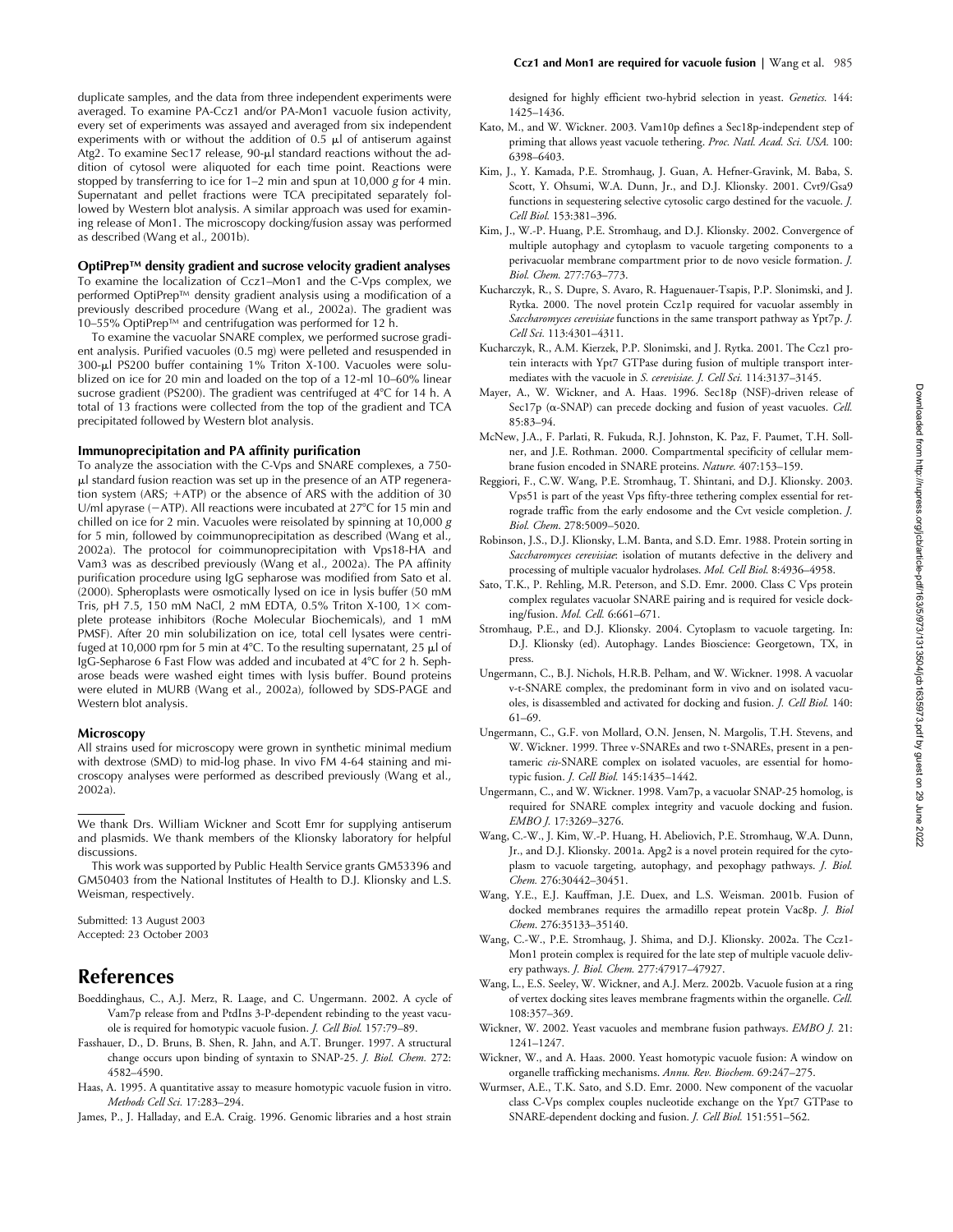duplicate samples, and the data from three independent experiments were averaged. To examine PA-Ccz1 and/or PA-Mon1 vacuole fusion activity, every set of experiments was assayed and averaged from six independent experiments with or without the addition of 0.5 μl of antiserum against Atg2. To examine Sec17 release, 90-μl standard reactions without the addition of cytosol were aliquoted for each time point. Reactions were stopped by transferring to ice for 1–2 min and spun at 10,000 *g* for 4 min. Supernatant and pellet fractions were TCA precipitated separately followed by Western blot analysis. A similar approach was used for examining release of Mon1. The microscopy docking/fusion assay was performed as described (Wang et al., 2001b).

### OptiPrep™ density gradient and sucrose velocity gradient analyses

To examine the localization of Ccz1–Mon1 and the C-Vps complex, we performed OptiPrep™ density gradient analysis using a modification of a previously described procedure (Wang et al., 2002a). The gradient was 10–55% OptiPrep™ and centrifugation was performed for 12 h.

To examine the vacuolar SNARE complex, we performed sucrose gradient analysis. Purified vacuoles (0.5 mg) were pelleted and resuspended in 300-μl PS200 buffer containing 1% Triton X-100. Vacuoles were solublized on ice for 20 min and loaded on the top of a 12-ml 10–60% linear sucrose gradient (PS200). The gradient was centrifuged at 4°C for 14 h. A total of 13 fractions were collected from the top of the gradient and TCA precipitated followed by Western blot analysis.

### Immunoprecipitation and PA affinity purification

To analyze the association with the C-Vps and SNARE complexes, a 750-μl standard fusion reaction was set up in the presence of an ATP regeneration system (ARS; +ATP) or the absence of ARS with the addition of 30 U/ml apyrase (−ATP). All reactions were incubated at 27°C for 15 min and chilled on ice for 2 min. Vacuoles were reisolated by spinning at 10,000 *g* for 5 min, followed by coimmunoprecipitation as described (Wang et al., 2002a). The protocol for coimmunoprecipitation with Vps18-HA and Vam3 was as described previously (Wang et al., 2002a). The PA affinity purification procedure using IgG sepharose was modified from Sato et al. (2000). Spheroplasts were osmotically lysed on ice in lysis buffer (50 mM Tris, pH 7.5, 150 mM NaCl, 2 mM EDTA, 0.5% Triton X-100, 1× complete protease inhibitors (Roche Molecular Biochemicals), and 1 mM PMSF). After 20 min solubilization on ice, total cell lysates were centrifuged at 10,000 rpm for 5 min at 4°C. To the resulting supernatant, 25 μl of IgG-Sepharose 6 Fast Flow was added and incubated at 4°C for 2 h. Sepharose beads were washed eight times with lysis buffer. Bound proteins were eluted in MURB (Wang et al., 2002a), followed by SDS-PAGE and Western blot analysis.

### Microscopy

All strains used for microscopy were grown in synthetic minimal medium with dextrose (SMD) to mid-log phase. In vivo FM 4-64 staining and microscopy analyses were performed as described previously (Wang et al., 2002a).

We thank Drs. William Wickner and Scott Emr for supplying antiserum and plasmids. We thank members of the Klionsky laboratory for helpful discussions.

This work was supported by Public Health Service grants GM53396 and GM50403 from the National Institutes of Health to D.J. Klionsky and L.S. Weisman, respectively.

Submitted: 13 August 2003
Accepted: 23 October 2003

## References

Boeddinghaus, C., A.J. Merz, R. Laage, and C. Ungermann. 2002. A cycle of Vam7p release from and PtdIns 3-P-dependent rebinding to the yeast vacuole is required for homotypic vacuole fusion. *J. Cell Biol.* 157:79–89.

Fasshauer, D., D. Bruns, B. Shen, R. Jahn, and A.T. Brunger. 1997. A structural change occurs upon binding of syntaxin to SNAP-25. *J. Biol. Chem.* 272: 4582–4590.

Haas, A. 1995. A quantitative assay to measure homotypic vacuole fusion in vitro. *Methods Cell Sci.* 17:283–294.

James, P., J. Halladay, and E.A. Craig. 1996. Genomic libraries and a host strain designed for highly efficient two-hybrid selection in yeast. *Genetics.* 144: 1425–1436.

Kato, M., and W. Wickner. 2003. Vam10p defines a Sec18p-independent step of priming that allows yeast vacuole tethering. *Proc. Natl. Acad. Sci. USA.* 100: 6398–6403.

Kim, J., Y. Kamada, P.E. Stromhaug, J. Guan, A. Hefner-Gravink, M. Baba, S. Scott, Y. Ohsumi, W.A. Dunn, Jr., and D.J. Klionsky. 2001. Cvt9/Gsa9 functions in sequestering selective cytosolic cargo destined for the vacuole. *J. Cell Biol.* 153:381–396.

Kim, J., W.-P. Huang, P.E. Stromhaug, and D.J. Klionsky. 2002. Convergence of multiple autophagy and cytoplasm to vacuole targeting components to a perivacuolar membrane compartment prior to de novo vesicle formation. *J. Biol. Chem.* 277:763–773.

Kucharczyk, R., S. Dupre, S. Avaro, R. Haguenauer-Tsapis, P.P. Slonimski, and J. Rytka. 2000. The novel protein Ccz1p required for vacuolar assembly in *Saccharomyces cerevisiae* functions in the same transport pathway as Ypt7p. *J. Cell Sci.* 113:4301–4311.

Kucharczyk, R., A.M. Kierzek, P.P. Slonimski, and J. Rytka. 2001. The Ccz1 protein interacts with Ypt7 GTPase during fusion of multiple transport intermediates with the vacuole in *S. cerevisiae*. *J. Cell Sci.* 114:3137–3145.

Mayer, A., W. Wickner, and A. Haas. 1996. Sec18p (NSF)-driven release of Sec17p (α-SNAP) can precede docking and fusion of yeast vacuoles. *Cell.* 85:83–94.

McNew, J.A., F. Parlati, R. Fukuda, R.J. Johnston, K. Paz, F. Paumet, T.H. Sollner, and J.E. Rothman. 2000. Compartmental specificity of cellular membrane fusion encoded in SNARE proteins. *Nature.* 407:153–159.

Reggiori, F., C.W. Wang, P.E. Stromhaug, T. Shintani, and D.J. Klionsky. 2003. Vps51 is part of the yeast Vps fifty-three tethering complex essential for retrograde traffic from the early endosome and Cvt vesicle completion. *J. Biol. Chem.* 278:5009–5020.

Robinson, J.S., D.J. Klionsky, L.M. Banta, and S.D. Emr. 1988. Protein sorting in *Saccharomyces cerevisiae*: isolation of mutants defective in the delivery and processing of multiple vacuolar hydrolases. *Mol. Cell Biol.* 8:4936–4958.

Sato, T.K., P. Rehling, M.R. Peterson, and S.D. Emr. 2000. Class C Vps protein complex regulates vacuolar SNARE pairing and is required for vesicle docking/fusion. *Mol. Cell.* 6:661–671.

Stromhaug, P.E., and D.J. Klionsky. 2004. Cytoplasm to vacuole targeting. In: D.J. Klionsky (ed). Autophagy. Landes Bioscience: Georgetown, TX, in press.

Ungermann, C., B.J. Nichols, H.R.B. Pelham, and W. Wickner. 1998. A vacuolar v-t-SNARE complex, the predominant form in vivo and on isolated vacuoles, is disassembled and activated for docking and fusion. *J. Cell Biol.* 140: 61–69.

Ungermann, C., G.F. von Mollard, O.N. Jensen, N. Margolis, T.H. Stevens, and W. Wickner. 1999. Three v-SNAREs and two t-SNAREs, present in a pentameric *cis*-SNARE complex on isolated vacuoles, are essential for homotypic fusion. *J. Cell Biol.* 145:1435–1442.

Ungermann, C., and W. Wickner. 1998. Vam7p, a vacuolar SNAP-25 homolog, is required for SNARE complex integrity and vacuole docking and fusion. *EMBO J.* 17:3269–3276.

Wang, C.-W., J. Kim, W.-P. Huang, H. Abeliovich, P.E. Stromhaug, W.A. Dunn, Jr., and D.J. Klionsky. 2001a. Apg2 is a novel protein required for the cytoplasm to vacuole targeting, autophagy, and pexophagy pathways. *J. Biol. Chem.* 276:30442–30451.

Wang, Y.E., E.J. Kauffman, J.E. Duex, and L.S. Weisman. 2001b. Fusion of docked membranes requires the armadillo repeat protein Vac8p. *J. Biol Chem.* 276:35133–35140.

Wang, C.-W., P.E. Stromhaug, J. Shima, and D.J. Klionsky. 2002a. The Ccz1-Mon1 protein complex is required for the late step of multiple vacuole delivery pathways. *J. Biol. Chem.* 277:47917–47927.

Wang, L., E.S. Seeley, W. Wickner, and A.J. Merz. 2002b. Vacuole fusion at a ring of vertex docking sites leaves membrane fragments within the organelle. *Cell.* 108:357–369.

Wickner, W. 2002. Yeast vacuoles and membrane fusion pathways. *EMBO J.* 21: 1241–1247.

Wickner, W., and A. Haas. 2000. Yeast homotypic vacuole fusion: A window on organelle trafficking mechanisms. *Annu. Rev. Biochem.* 69:247–275.

Wurmser, A.E., T.K. Sato, and S.D. Emr. 2000. New component of the vacuolar class C-Vps complex couples nucleotide exchange on the Ypt7 GTPase to SNARE-dependent docking and fusion. *J. Cell Biol.* 151:551–562.